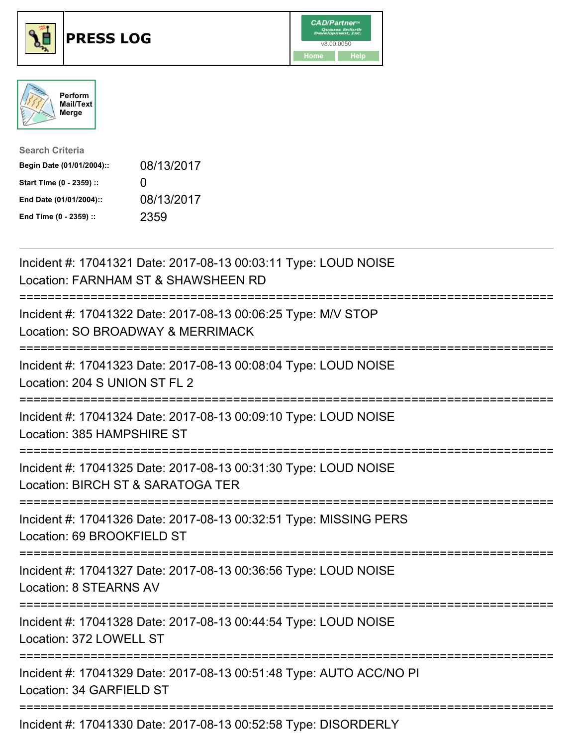# PRESS LOG

Perform Mail/Text Merge

**Search Criteria**

| | |
|---|---|
| **Begin Date (01/01/2004)::** | 08/13/2017 |
| **Start Time (0 - 2359) ::** | 0 |
| **End Date (01/01/2004)::** | 08/13/2017 |
| **End Time (0 - 2359) ::** | 2359 |

Incident #: 17041321 Date: 2017-08-13 00:03:11 Type: LOUD NOISE
Location: FARNHAM ST & SHAWSHEEN RD

===========================================================================

Incident #: 17041322 Date: 2017-08-13 00:06:25 Type: M/V STOP
Location: SO BROADWAY & MERRIMACK

===========================================================================

Incident #: 17041323 Date: 2017-08-13 00:08:04 Type: LOUD NOISE
Location: 204 S UNION ST FL 2

===========================================================================

Incident #: 17041324 Date: 2017-08-13 00:09:10 Type: LOUD NOISE
Location: 385 HAMPSHIRE ST

===========================================================================

Incident #: 17041325 Date: 2017-08-13 00:31:30 Type: LOUD NOISE
Location: BIRCH ST & SARATOGA TER

===========================================================================

Incident #: 17041326 Date: 2017-08-13 00:32:51 Type: MISSING PERS
Location: 69 BROOKFIELD ST

===========================================================================

Incident #: 17041327 Date: 2017-08-13 00:36:56 Type: LOUD NOISE
Location: 8 STEARNS AV

===========================================================================

Incident #: 17041328 Date: 2017-08-13 00:44:54 Type: LOUD NOISE
Location: 372 LOWELL ST

===========================================================================

Incident #: 17041329 Date: 2017-08-13 00:51:48 Type: AUTO ACC/NO PI
Location: 34 GARFIELD ST

===========================================================================

Incident #: 17041330 Date: 2017-08-13 00:52:58 Type: DISORDERLY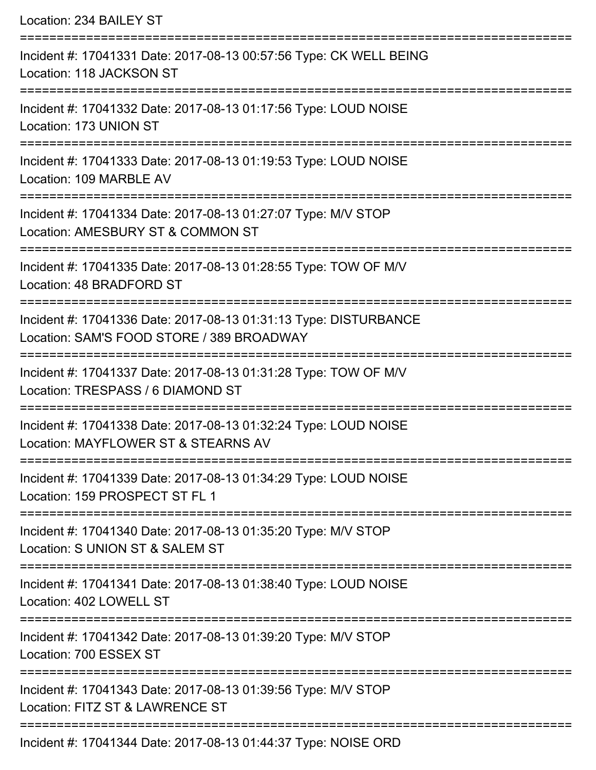Location: 234 BAILEY ST

===========================================================================

Incident #: 17041331 Date: 2017-08-13 00:57:56 Type: CK WELL BEING
Location: 118 JACKSON ST

===========================================================================

Incident #: 17041332 Date: 2017-08-13 01:17:56 Type: LOUD NOISE
Location: 173 UNION ST

===========================================================================

Incident #: 17041333 Date: 2017-08-13 01:19:53 Type: LOUD NOISE
Location: 109 MARBLE AV

===========================================================================

Incident #: 17041334 Date: 2017-08-13 01:27:07 Type: M/V STOP
Location: AMESBURY ST & COMMON ST

===========================================================================

Incident #: 17041335 Date: 2017-08-13 01:28:55 Type: TOW OF M/V
Location: 48 BRADFORD ST

===========================================================================

Incident #: 17041336 Date: 2017-08-13 01:31:13 Type: DISTURBANCE
Location: SAM'S FOOD STORE / 389 BROADWAY

===========================================================================

Incident #: 17041337 Date: 2017-08-13 01:31:28 Type: TOW OF M/V
Location: TRESPASS / 6 DIAMOND ST

===========================================================================

Incident #: 17041338 Date: 2017-08-13 01:32:24 Type: LOUD NOISE
Location: MAYFLOWER ST & STEARNS AV

===========================================================================

Incident #: 17041339 Date: 2017-08-13 01:34:29 Type: LOUD NOISE
Location: 159 PROSPECT ST FL 1

===========================================================================

Incident #: 17041340 Date: 2017-08-13 01:35:20 Type: M/V STOP
Location: S UNION ST & SALEM ST

===========================================================================

Incident #: 17041341 Date: 2017-08-13 01:38:40 Type: LOUD NOISE
Location: 402 LOWELL ST

===========================================================================

Incident #: 17041342 Date: 2017-08-13 01:39:20 Type: M/V STOP
Location: 700 ESSEX ST

===========================================================================

Incident #: 17041343 Date: 2017-08-13 01:39:56 Type: M/V STOP
Location: FITZ ST & LAWRENCE ST

===========================================================================

Incident #: 17041344 Date: 2017-08-13 01:44:37 Type: NOISE ORD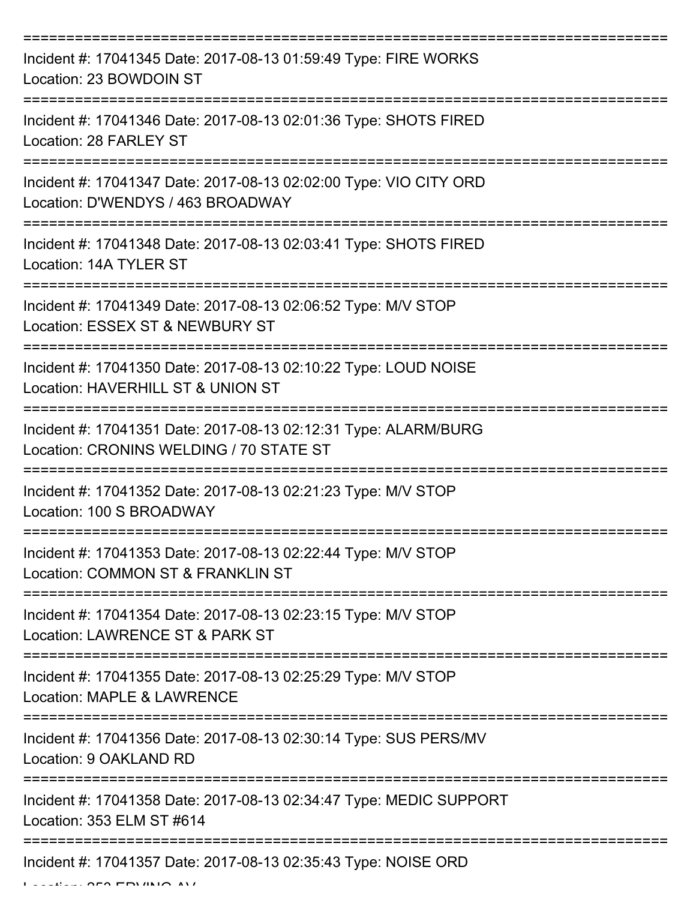===========================================================================

Incident #: 17041345 Date: 2017-08-13 01:59:49 Type: FIRE WORKS
Location: 23 BOWDOIN ST

===========================================================================

Incident #: 17041346 Date: 2017-08-13 02:01:36 Type: SHOTS FIRED
Location: 28 FARLEY ST

===========================================================================

Incident #: 17041347 Date: 2017-08-13 02:02:00 Type: VIO CITY ORD
Location: D'WENDYS / 463 BROADWAY

===========================================================================

Incident #: 17041348 Date: 2017-08-13 02:03:41 Type: SHOTS FIRED
Location: 14A TYLER ST

===========================================================================

Incident #: 17041349 Date: 2017-08-13 02:06:52 Type: M/V STOP
Location: ESSEX ST & NEWBURY ST

===========================================================================

Incident #: 17041350 Date: 2017-08-13 02:10:22 Type: LOUD NOISE
Location: HAVERHILL ST & UNION ST

===========================================================================

Incident #: 17041351 Date: 2017-08-13 02:12:31 Type: ALARM/BURG
Location: CRONINS WELDING / 70 STATE ST

===========================================================================

Incident #: 17041352 Date: 2017-08-13 02:21:23 Type: M/V STOP
Location: 100 S BROADWAY

===========================================================================

Incident #: 17041353 Date: 2017-08-13 02:22:44 Type: M/V STOP
Location: COMMON ST & FRANKLIN ST

===========================================================================

Incident #: 17041354 Date: 2017-08-13 02:23:15 Type: M/V STOP
Location: LAWRENCE ST & PARK ST

===========================================================================

Incident #: 17041355 Date: 2017-08-13 02:25:29 Type: M/V STOP
Location: MAPLE & LAWRENCE

===========================================================================

Incident #: 17041356 Date: 2017-08-13 02:30:14 Type: SUS PERS/MV
Location: 9 OAKLAND RD

===========================================================================

Incident #: 17041358 Date: 2017-08-13 02:34:47 Type: MEDIC SUPPORT
Location: 353 ELM ST #614

===========================================================================

Incident #: 17041357 Date: 2017-08-13 02:35:43 Type: NOISE ORD
Location: 253 ERVING AV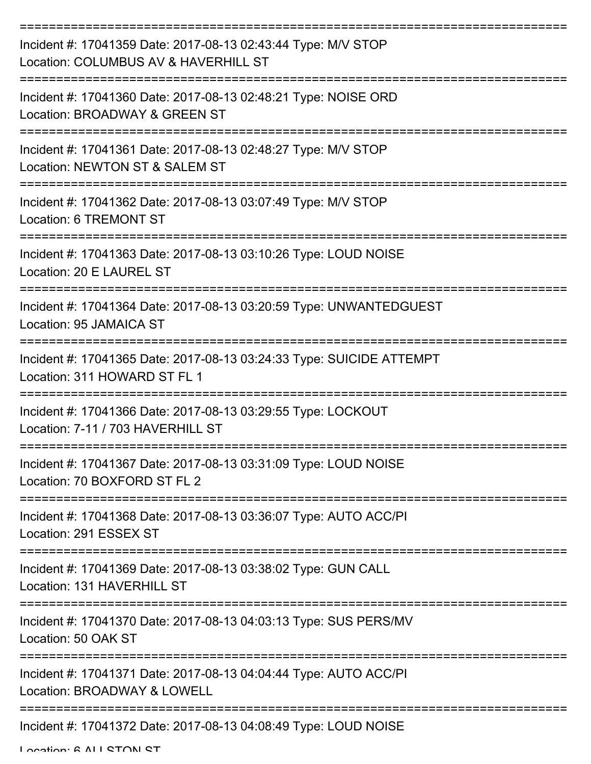===========================================================================
Incident #: 17041359 Date: 2017-08-13 02:43:44 Type: M/V STOP
Location: COLUMBUS AV & HAVERHILL ST
===========================================================================
Incident #: 17041360 Date: 2017-08-13 02:48:21 Type: NOISE ORD
Location: BROADWAY & GREEN ST
===========================================================================
Incident #: 17041361 Date: 2017-08-13 02:48:27 Type: M/V STOP
Location: NEWTON ST & SALEM ST
===========================================================================
Incident #: 17041362 Date: 2017-08-13 03:07:49 Type: M/V STOP
Location: 6 TREMONT ST
===========================================================================
Incident #: 17041363 Date: 2017-08-13 03:10:26 Type: LOUD NOISE
Location: 20 E LAUREL ST
===========================================================================
Incident #: 17041364 Date: 2017-08-13 03:20:59 Type: UNWANTEDGUEST
Location: 95 JAMAICA ST
===========================================================================
Incident #: 17041365 Date: 2017-08-13 03:24:33 Type: SUICIDE ATTEMPT
Location: 311 HOWARD ST FL 1
===========================================================================
Incident #: 17041366 Date: 2017-08-13 03:29:55 Type: LOCKOUT
Location: 7-11 / 703 HAVERHILL ST
===========================================================================
Incident #: 17041367 Date: 2017-08-13 03:31:09 Type: LOUD NOISE
Location: 70 BOXFORD ST FL 2
===========================================================================
Incident #: 17041368 Date: 2017-08-13 03:36:07 Type: AUTO ACC/PI
Location: 291 ESSEX ST
===========================================================================
Incident #: 17041369 Date: 2017-08-13 03:38:02 Type: GUN CALL
Location: 131 HAVERHILL ST
===========================================================================
Incident #: 17041370 Date: 2017-08-13 04:03:13 Type: SUS PERS/MV
Location: 50 OAK ST
===========================================================================
Incident #: 17041371 Date: 2017-08-13 04:04:44 Type: AUTO ACC/PI
Location: BROADWAY & LOWELL
===========================================================================
Incident #: 17041372 Date: 2017-08-13 04:08:49 Type: LOUD NOISE
Location: 6 ALLSTON ST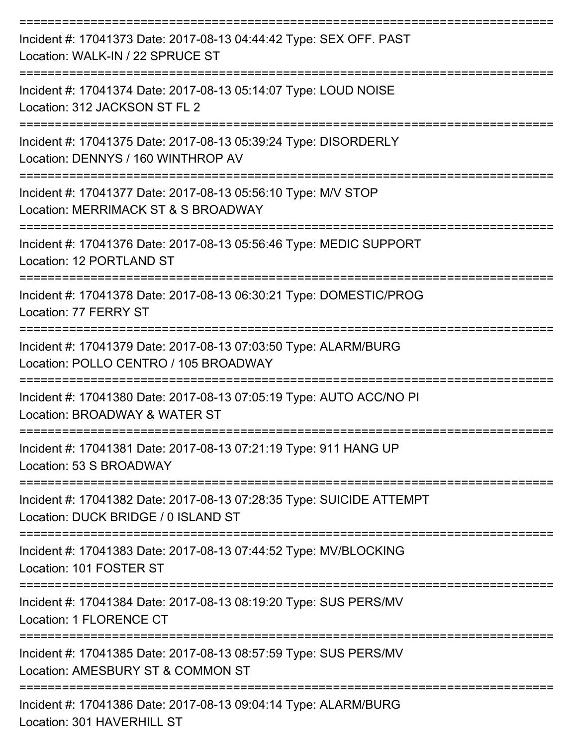===========================================================================

Incident #: 17041373 Date: 2017-08-13 04:44:42 Type: SEX OFF. PAST
Location: WALK-IN / 22 SPRUCE ST

===========================================================================

Incident #: 17041374 Date: 2017-08-13 05:14:07 Type: LOUD NOISE
Location: 312 JACKSON ST FL 2

===========================================================================

Incident #: 17041375 Date: 2017-08-13 05:39:24 Type: DISORDERLY
Location: DENNYS / 160 WINTHROP AV

===========================================================================

Incident #: 17041377 Date: 2017-08-13 05:56:10 Type: M/V STOP
Location: MERRIMACK ST & S BROADWAY

===========================================================================

Incident #: 17041376 Date: 2017-08-13 05:56:46 Type: MEDIC SUPPORT
Location: 12 PORTLAND ST

===========================================================================

Incident #: 17041378 Date: 2017-08-13 06:30:21 Type: DOMESTIC/PROG
Location: 77 FERRY ST

===========================================================================

Incident #: 17041379 Date: 2017-08-13 07:03:50 Type: ALARM/BURG
Location: POLLO CENTRO / 105 BROADWAY

===========================================================================

Incident #: 17041380 Date: 2017-08-13 07:05:19 Type: AUTO ACC/NO PI
Location: BROADWAY & WATER ST

===========================================================================

Incident #: 17041381 Date: 2017-08-13 07:21:19 Type: 911 HANG UP
Location: 53 S BROADWAY

===========================================================================

Incident #: 17041382 Date: 2017-08-13 07:28:35 Type: SUICIDE ATTEMPT
Location: DUCK BRIDGE / 0 ISLAND ST

===========================================================================

Incident #: 17041383 Date: 2017-08-13 07:44:52 Type: MV/BLOCKING
Location: 101 FOSTER ST

===========================================================================

Incident #: 17041384 Date: 2017-08-13 08:19:20 Type: SUS PERS/MV
Location: 1 FLORENCE CT

===========================================================================

Incident #: 17041385 Date: 2017-08-13 08:57:59 Type: SUS PERS/MV
Location: AMESBURY ST & COMMON ST

===========================================================================

Incident #: 17041386 Date: 2017-08-13 09:04:14 Type: ALARM/BURG
Location: 301 HAVERHILL ST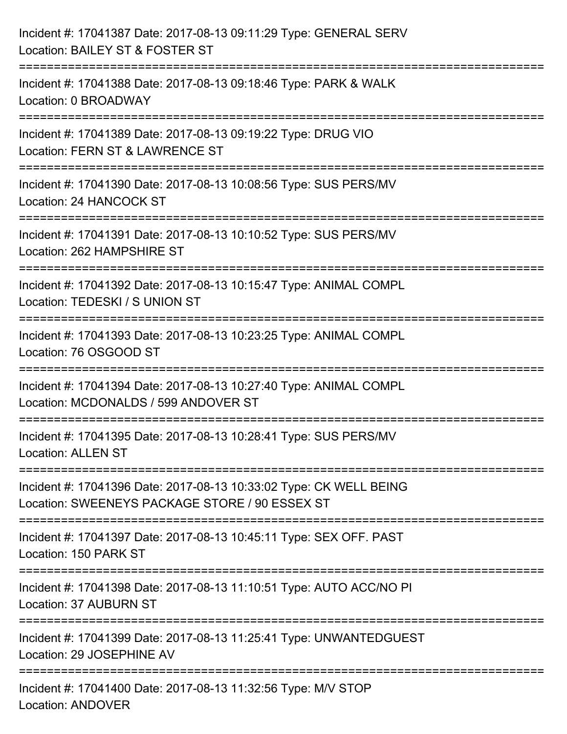Incident #: 17041387 Date: 2017-08-13 09:11:29 Type: GENERAL SERV
Location: BAILEY ST & FOSTER ST

===========================================================================

Incident #: 17041388 Date: 2017-08-13 09:18:46 Type: PARK & WALK
Location: 0 BROADWAY

===========================================================================

Incident #: 17041389 Date: 2017-08-13 09:19:22 Type: DRUG VIO
Location: FERN ST & LAWRENCE ST

===========================================================================

Incident #: 17041390 Date: 2017-08-13 10:08:56 Type: SUS PERS/MV
Location: 24 HANCOCK ST

===========================================================================

Incident #: 17041391 Date: 2017-08-13 10:10:52 Type: SUS PERS/MV
Location: 262 HAMPSHIRE ST

===========================================================================

Incident #: 17041392 Date: 2017-08-13 10:15:47 Type: ANIMAL COMPL
Location: TEDESKI / S UNION ST

===========================================================================

Incident #: 17041393 Date: 2017-08-13 10:23:25 Type: ANIMAL COMPL
Location: 76 OSGOOD ST

===========================================================================

Incident #: 17041394 Date: 2017-08-13 10:27:40 Type: ANIMAL COMPL
Location: MCDONALDS / 599 ANDOVER ST

===========================================================================

Incident #: 17041395 Date: 2017-08-13 10:28:41 Type: SUS PERS/MV
Location: ALLEN ST

===========================================================================

Incident #: 17041396 Date: 2017-08-13 10:33:02 Type: CK WELL BEING
Location: SWEENEYS PACKAGE STORE / 90 ESSEX ST

===========================================================================

Incident #: 17041397 Date: 2017-08-13 10:45:11 Type: SEX OFF. PAST
Location: 150 PARK ST

===========================================================================

Incident #: 17041398 Date: 2017-08-13 11:10:51 Type: AUTO ACC/NO PI
Location: 37 AUBURN ST

===========================================================================

Incident #: 17041399 Date: 2017-08-13 11:25:41 Type: UNWANTEDGUEST
Location: 29 JOSEPHINE AV

===========================================================================

Incident #: 17041400 Date: 2017-08-13 11:32:56 Type: M/V STOP
Location: ANDOVER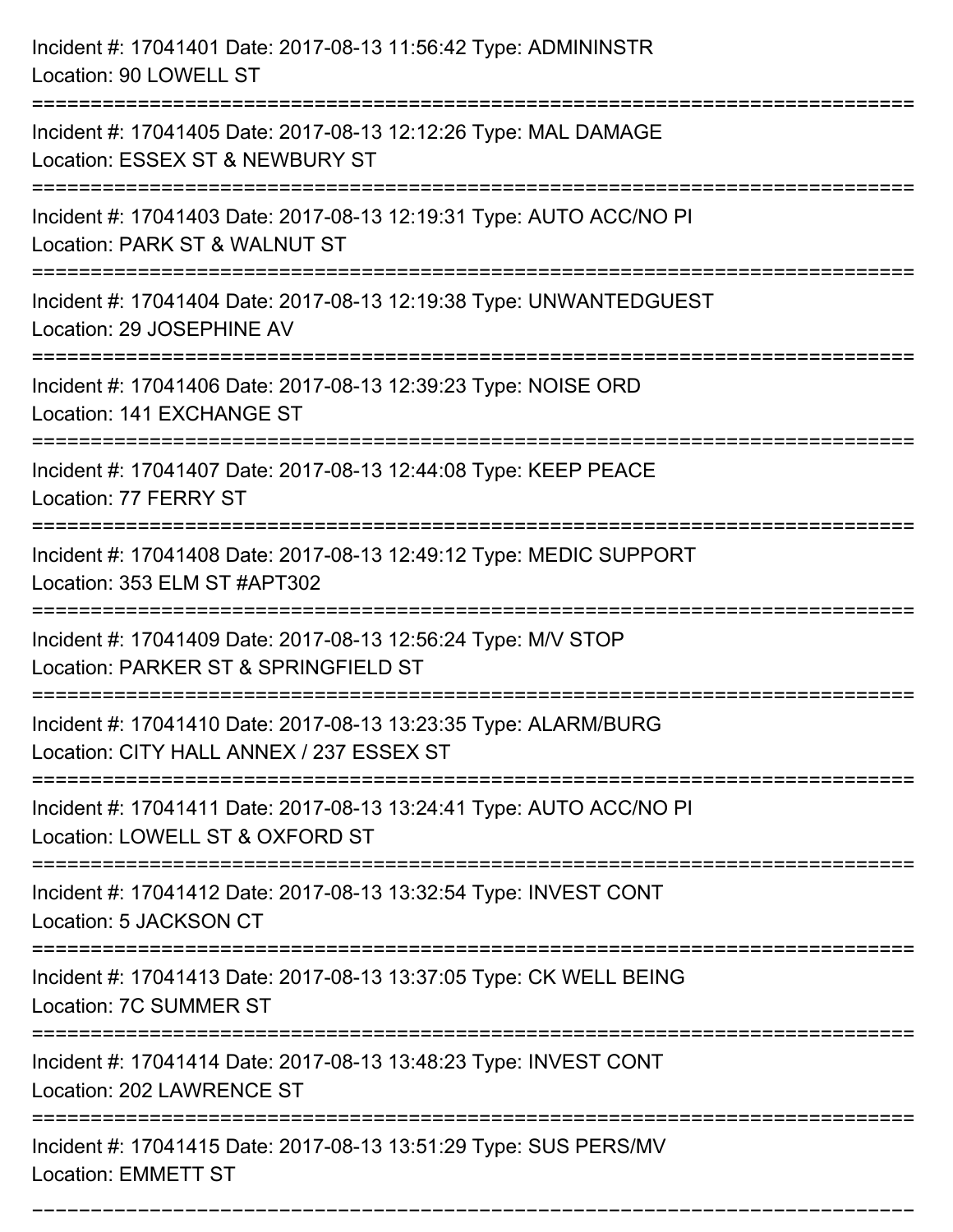Incident #: 17041401 Date: 2017-08-13 11:56:42 Type: ADMININSTR
Location: 90 LOWELL ST

===========================================================================

Incident #: 17041405 Date: 2017-08-13 12:12:26 Type: MAL DAMAGE
Location: ESSEX ST & NEWBURY ST

===========================================================================

Incident #: 17041403 Date: 2017-08-13 12:19:31 Type: AUTO ACC/NO PI
Location: PARK ST & WALNUT ST

===========================================================================

Incident #: 17041404 Date: 2017-08-13 12:19:38 Type: UNWANTEDGUEST
Location: 29 JOSEPHINE AV

===========================================================================

Incident #: 17041406 Date: 2017-08-13 12:39:23 Type: NOISE ORD
Location: 141 EXCHANGE ST

===========================================================================

Incident #: 17041407 Date: 2017-08-13 12:44:08 Type: KEEP PEACE
Location: 77 FERRY ST

===========================================================================

Incident #: 17041408 Date: 2017-08-13 12:49:12 Type: MEDIC SUPPORT
Location: 353 ELM ST #APT302

===========================================================================

Incident #: 17041409 Date: 2017-08-13 12:56:24 Type: M/V STOP
Location: PARKER ST & SPRINGFIELD ST

===========================================================================

Incident #: 17041410 Date: 2017-08-13 13:23:35 Type: ALARM/BURG
Location: CITY HALL ANNEX / 237 ESSEX ST

===========================================================================

Incident #: 17041411 Date: 2017-08-13 13:24:41 Type: AUTO ACC/NO PI
Location: LOWELL ST & OXFORD ST

===========================================================================

Incident #: 17041412 Date: 2017-08-13 13:32:54 Type: INVEST CONT
Location: 5 JACKSON CT

===========================================================================

Incident #: 17041413 Date: 2017-08-13 13:37:05 Type: CK WELL BEING
Location: 7C SUMMER ST

===========================================================================

Incident #: 17041414 Date: 2017-08-13 13:48:23 Type: INVEST CONT
Location: 202 LAWRENCE ST

===========================================================================

Incident #: 17041415 Date: 2017-08-13 13:51:29 Type: SUS PERS/MV
Location: EMMETT ST

===========================================================================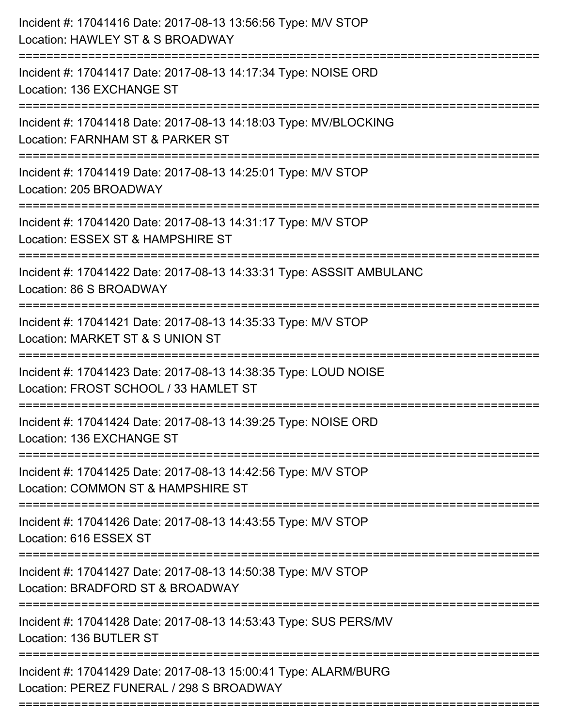Incident #: 17041416 Date: 2017-08-13 13:56:56 Type: M/V STOP
Location: HAWLEY ST & S BROADWAY

===========================================================================

Incident #: 17041417 Date: 2017-08-13 14:17:34 Type: NOISE ORD
Location: 136 EXCHANGE ST

===========================================================================

Incident #: 17041418 Date: 2017-08-13 14:18:03 Type: MV/BLOCKING
Location: FARNHAM ST & PARKER ST

===========================================================================

Incident #: 17041419 Date: 2017-08-13 14:25:01 Type: M/V STOP
Location: 205 BROADWAY

===========================================================================

Incident #: 17041420 Date: 2017-08-13 14:31:17 Type: M/V STOP
Location: ESSEX ST & HAMPSHIRE ST

===========================================================================

Incident #: 17041422 Date: 2017-08-13 14:33:31 Type: ASSSIT AMBULANC
Location: 86 S BROADWAY

===========================================================================

Incident #: 17041421 Date: 2017-08-13 14:35:33 Type: M/V STOP
Location: MARKET ST & S UNION ST

===========================================================================

Incident #: 17041423 Date: 2017-08-13 14:38:35 Type: LOUD NOISE
Location: FROST SCHOOL / 33 HAMLET ST

===========================================================================

Incident #: 17041424 Date: 2017-08-13 14:39:25 Type: NOISE ORD
Location: 136 EXCHANGE ST

===========================================================================

Incident #: 17041425 Date: 2017-08-13 14:42:56 Type: M/V STOP
Location: COMMON ST & HAMPSHIRE ST

===========================================================================

Incident #: 17041426 Date: 2017-08-13 14:43:55 Type: M/V STOP
Location: 616 ESSEX ST

===========================================================================

Incident #: 17041427 Date: 2017-08-13 14:50:38 Type: M/V STOP
Location: BRADFORD ST & BROADWAY

===========================================================================

Incident #: 17041428 Date: 2017-08-13 14:53:43 Type: SUS PERS/MV
Location: 136 BUTLER ST

===========================================================================

Incident #: 17041429 Date: 2017-08-13 15:00:41 Type: ALARM/BURG
Location: PEREZ FUNERAL / 298 S BROADWAY

===========================================================================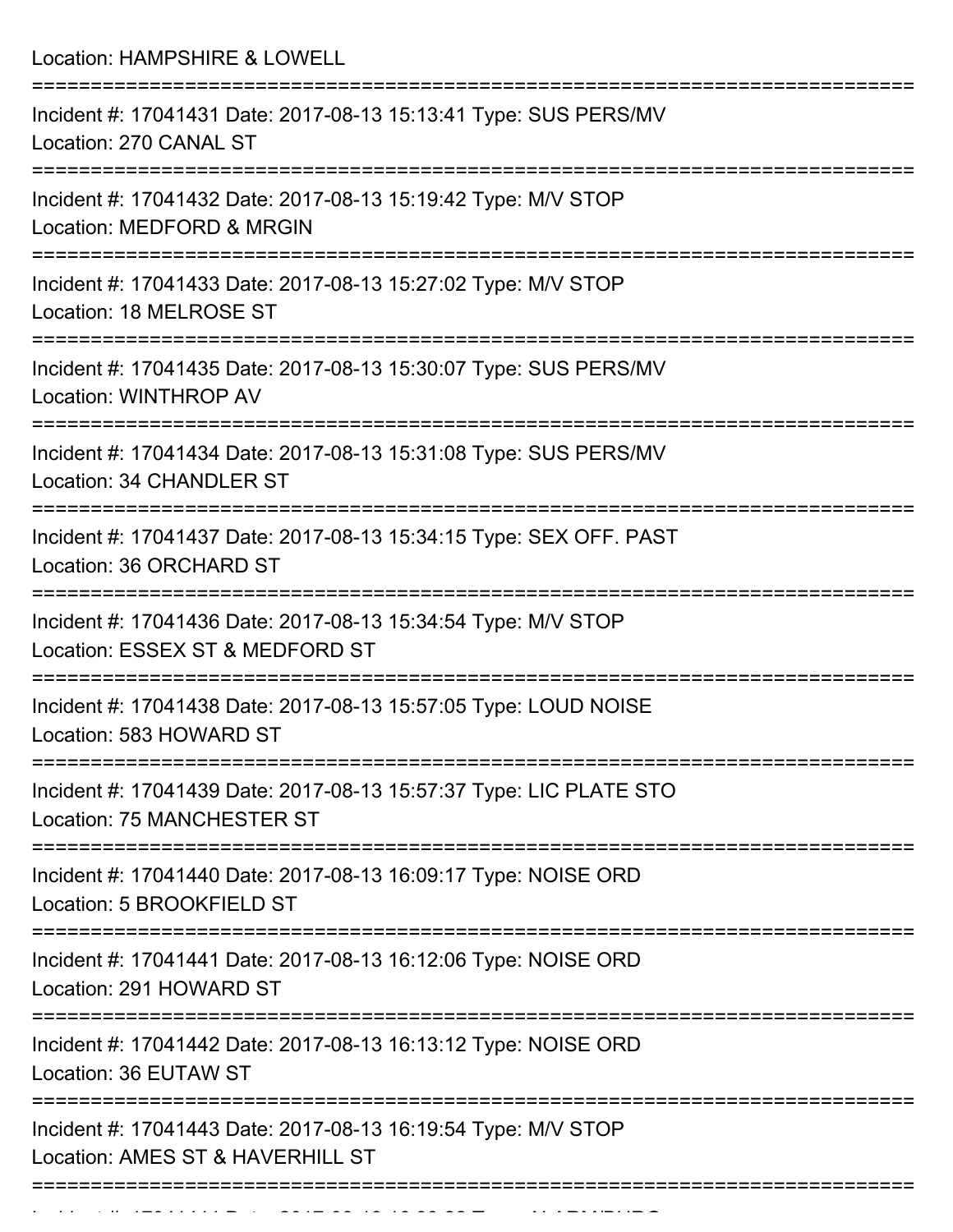Location: HAMPSHIRE & LOWELL

===========================================================================

Incident #: 17041431 Date: 2017-08-13 15:13:41 Type: SUS PERS/MV
Location: 270 CANAL ST

===========================================================================

Incident #: 17041432 Date: 2017-08-13 15:19:42 Type: M/V STOP
Location: MEDFORD & MRGIN

===========================================================================

Incident #: 17041433 Date: 2017-08-13 15:27:02 Type: M/V STOP
Location: 18 MELROSE ST

===========================================================================

Incident #: 17041435 Date: 2017-08-13 15:30:07 Type: SUS PERS/MV
Location: WINTHROP AV

===========================================================================

Incident #: 17041434 Date: 2017-08-13 15:31:08 Type: SUS PERS/MV
Location: 34 CHANDLER ST

===========================================================================

Incident #: 17041437 Date: 2017-08-13 15:34:15 Type: SEX OFF. PAST
Location: 36 ORCHARD ST

===========================================================================

Incident #: 17041436 Date: 2017-08-13 15:34:54 Type: M/V STOP
Location: ESSEX ST & MEDFORD ST

===========================================================================

Incident #: 17041438 Date: 2017-08-13 15:57:05 Type: LOUD NOISE
Location: 583 HOWARD ST

===========================================================================

Incident #: 17041439 Date: 2017-08-13 15:57:37 Type: LIC PLATE STO
Location: 75 MANCHESTER ST

===========================================================================

Incident #: 17041440 Date: 2017-08-13 16:09:17 Type: NOISE ORD
Location: 5 BROOKFIELD ST

===========================================================================

Incident #: 17041441 Date: 2017-08-13 16:12:06 Type: NOISE ORD
Location: 291 HOWARD ST

===========================================================================

Incident #: 17041442 Date: 2017-08-13 16:13:12 Type: NOISE ORD
Location: 36 EUTAW ST

===========================================================================

Incident #: 17041443 Date: 2017-08-13 16:19:54 Type: M/V STOP
Location: AMES ST & HAVERHILL ST

===========================================================================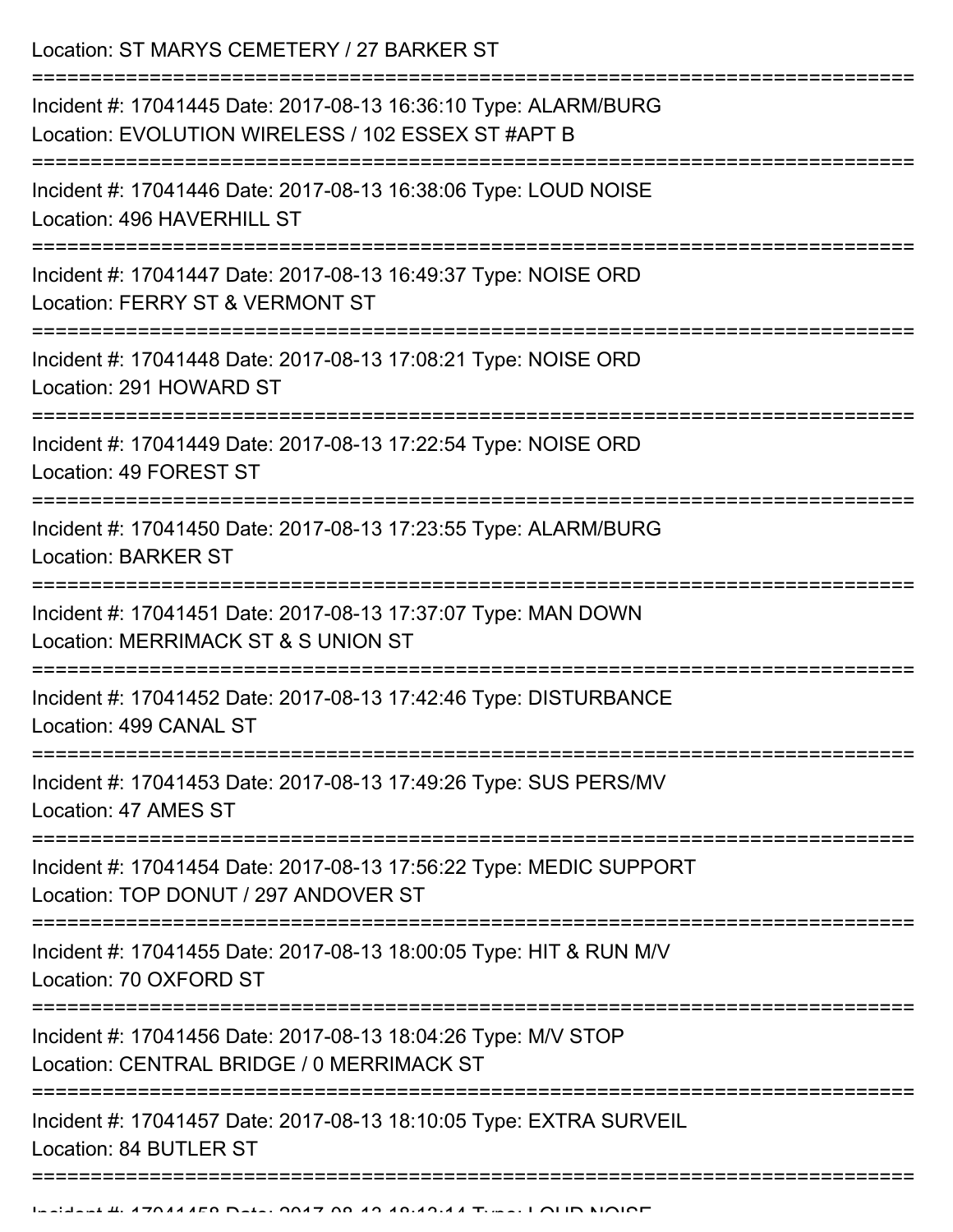Location: ST MARYS CEMETERY / 27 BARKER ST

===========================================================================

Incident #: 17041445 Date: 2017-08-13 16:36:10 Type: ALARM/BURG
Location: EVOLUTION WIRELESS / 102 ESSEX ST #APT B

===========================================================================

Incident #: 17041446 Date: 2017-08-13 16:38:06 Type: LOUD NOISE
Location: 496 HAVERHILL ST

===========================================================================

Incident #: 17041447 Date: 2017-08-13 16:49:37 Type: NOISE ORD
Location: FERRY ST & VERMONT ST

===========================================================================

Incident #: 17041448 Date: 2017-08-13 17:08:21 Type: NOISE ORD
Location: 291 HOWARD ST

===========================================================================

Incident #: 17041449 Date: 2017-08-13 17:22:54 Type: NOISE ORD
Location: 49 FOREST ST

===========================================================================

Incident #: 17041450 Date: 2017-08-13 17:23:55 Type: ALARM/BURG
Location: BARKER ST

===========================================================================

Incident #: 17041451 Date: 2017-08-13 17:37:07 Type: MAN DOWN
Location: MERRIMACK ST & S UNION ST

===========================================================================

Incident #: 17041452 Date: 2017-08-13 17:42:46 Type: DISTURBANCE
Location: 499 CANAL ST

===========================================================================

Incident #: 17041453 Date: 2017-08-13 17:49:26 Type: SUS PERS/MV
Location: 47 AMES ST

===========================================================================

Incident #: 17041454 Date: 2017-08-13 17:56:22 Type: MEDIC SUPPORT
Location: TOP DONUT / 297 ANDOVER ST

===========================================================================

Incident #: 17041455 Date: 2017-08-13 18:00:05 Type: HIT & RUN M/V
Location: 70 OXFORD ST

===========================================================================

Incident #: 17041456 Date: 2017-08-13 18:04:26 Type: M/V STOP
Location: CENTRAL BRIDGE / 0 MERRIMACK ST

===========================================================================

Incident #: 17041457 Date: 2017-08-13 18:10:05 Type: EXTRA SURVEIL
Location: 84 BUTLER ST

===========================================================================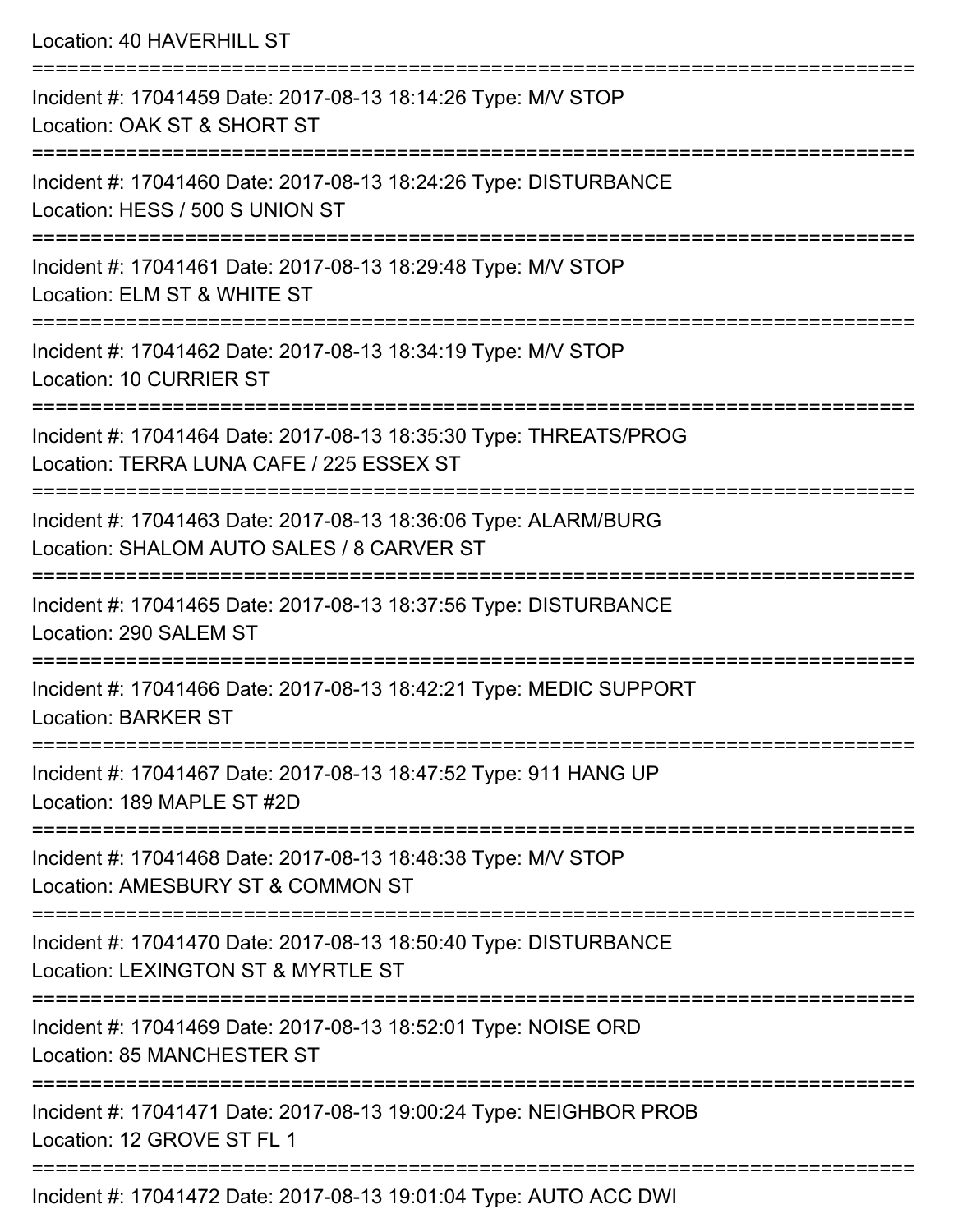Location: 40 HAVERHILL ST

===========================================================================

Incident #: 17041459 Date: 2017-08-13 18:14:26 Type: M/V STOP

Location: OAK ST & SHORT ST

===========================================================================

Incident #: 17041460 Date: 2017-08-13 18:24:26 Type: DISTURBANCE

Location: HESS / 500 S UNION ST

===========================================================================

Incident #: 17041461 Date: 2017-08-13 18:29:48 Type: M/V STOP

Location: ELM ST & WHITE ST

===========================================================================

Incident #: 17041462 Date: 2017-08-13 18:34:19 Type: M/V STOP

Location: 10 CURRIER ST

===========================================================================

Incident #: 17041464 Date: 2017-08-13 18:35:30 Type: THREATS/PROG

Location: TERRA LUNA CAFE / 225 ESSEX ST

===========================================================================

Incident #: 17041463 Date: 2017-08-13 18:36:06 Type: ALARM/BURG

Location: SHALOM AUTO SALES / 8 CARVER ST

===========================================================================

Incident #: 17041465 Date: 2017-08-13 18:37:56 Type: DISTURBANCE

Location: 290 SALEM ST

===========================================================================

Incident #: 17041466 Date: 2017-08-13 18:42:21 Type: MEDIC SUPPORT

Location: BARKER ST

===========================================================================

Incident #: 17041467 Date: 2017-08-13 18:47:52 Type: 911 HANG UP

Location: 189 MAPLE ST #2D

===========================================================================

Incident #: 17041468 Date: 2017-08-13 18:48:38 Type: M/V STOP

Location: AMESBURY ST & COMMON ST

===========================================================================

Incident #: 17041470 Date: 2017-08-13 18:50:40 Type: DISTURBANCE

Location: LEXINGTON ST & MYRTLE ST

===========================================================================

Incident #: 17041469 Date: 2017-08-13 18:52:01 Type: NOISE ORD

Location: 85 MANCHESTER ST

===========================================================================

Incident #: 17041471 Date: 2017-08-13 19:00:24 Type: NEIGHBOR PROB

Location: 12 GROVE ST FL 1

===========================================================================

Incident #: 17041472 Date: 2017-08-13 19:01:04 Type: AUTO ACC DWI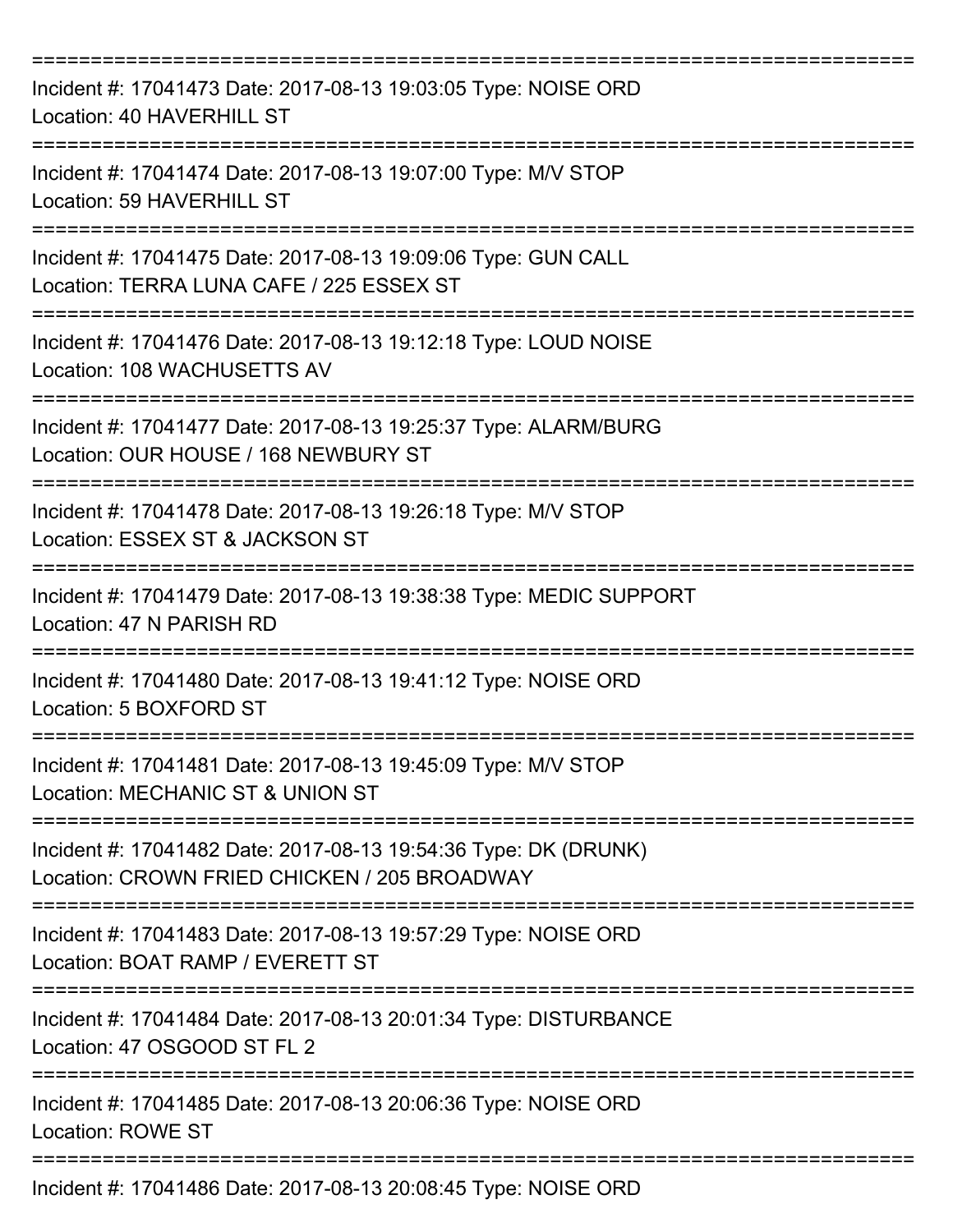===========================================================================

Incident #: 17041473 Date: 2017-08-13 19:03:05 Type: NOISE ORD
Location: 40 HAVERHILL ST

===========================================================================

Incident #: 17041474 Date: 2017-08-13 19:07:00 Type: M/V STOP
Location: 59 HAVERHILL ST

===========================================================================

Incident #: 17041475 Date: 2017-08-13 19:09:06 Type: GUN CALL
Location: TERRA LUNA CAFE / 225 ESSEX ST

===========================================================================

Incident #: 17041476 Date: 2017-08-13 19:12:18 Type: LOUD NOISE
Location: 108 WACHUSETTS AV

===========================================================================

Incident #: 17041477 Date: 2017-08-13 19:25:37 Type: ALARM/BURG
Location: OUR HOUSE / 168 NEWBURY ST

===========================================================================

Incident #: 17041478 Date: 2017-08-13 19:26:18 Type: M/V STOP
Location: ESSEX ST & JACKSON ST

===========================================================================

Incident #: 17041479 Date: 2017-08-13 19:38:38 Type: MEDIC SUPPORT
Location: 47 N PARISH RD

===========================================================================

Incident #: 17041480 Date: 2017-08-13 19:41:12 Type: NOISE ORD
Location: 5 BOXFORD ST

===========================================================================

Incident #: 17041481 Date: 2017-08-13 19:45:09 Type: M/V STOP
Location: MECHANIC ST & UNION ST

===========================================================================

Incident #: 17041482 Date: 2017-08-13 19:54:36 Type: DK (DRUNK)
Location: CROWN FRIED CHICKEN / 205 BROADWAY

===========================================================================

Incident #: 17041483 Date: 2017-08-13 19:57:29 Type: NOISE ORD
Location: BOAT RAMP / EVERETT ST

===========================================================================

Incident #: 17041484 Date: 2017-08-13 20:01:34 Type: DISTURBANCE
Location: 47 OSGOOD ST FL 2

===========================================================================

Incident #: 17041485 Date: 2017-08-13 20:06:36 Type: NOISE ORD
Location: ROWE ST

===========================================================================

Incident #: 17041486 Date: 2017-08-13 20:08:45 Type: NOISE ORD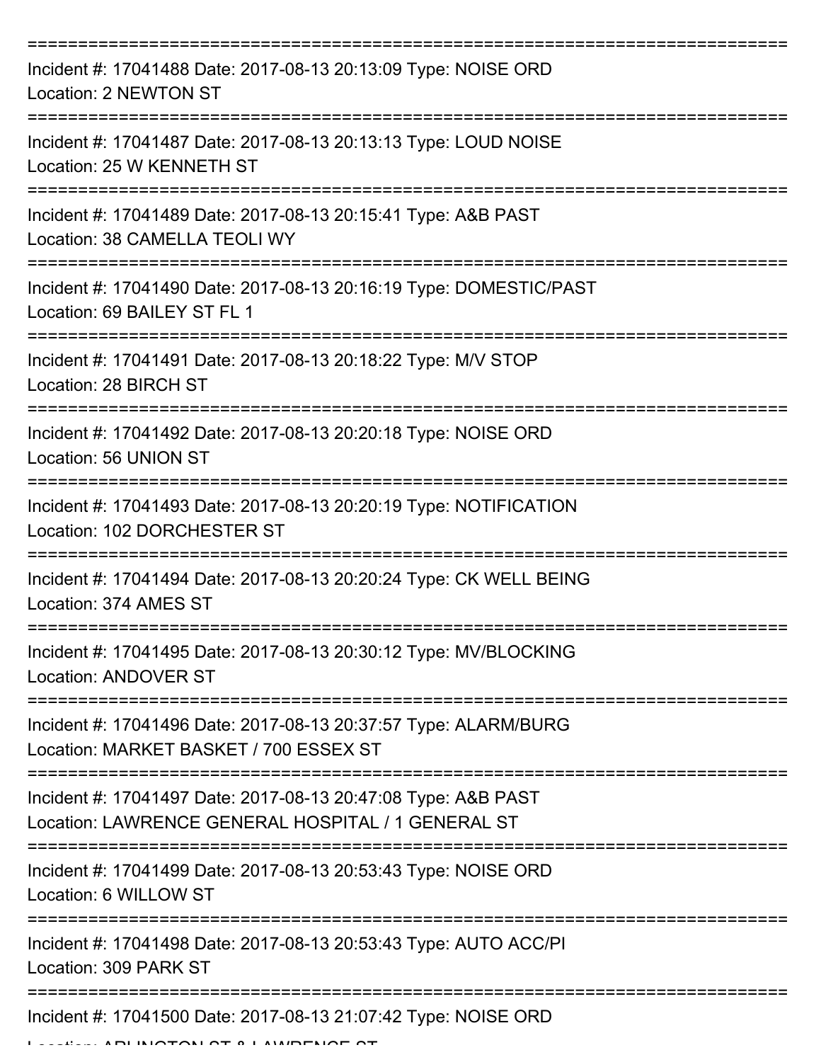Incident #: 17041488 Date: 2017-08-13 20:13:09 Type: NOISE ORD
Location: 2 NEWTON ST

Incident #: 17041487 Date: 2017-08-13 20:13:13 Type: LOUD NOISE
Location: 25 W KENNETH ST

Incident #: 17041489 Date: 2017-08-13 20:15:41 Type: A&B PAST
Location: 38 CAMELLA TEOLI WY

Incident #: 17041490 Date: 2017-08-13 20:16:19 Type: DOMESTIC/PAST
Location: 69 BAILEY ST FL 1

Incident #: 17041491 Date: 2017-08-13 20:18:22 Type: M/V STOP
Location: 28 BIRCH ST

Incident #: 17041492 Date: 2017-08-13 20:20:18 Type: NOISE ORD
Location: 56 UNION ST

Incident #: 17041493 Date: 2017-08-13 20:20:19 Type: NOTIFICATION
Location: 102 DORCHESTER ST

Incident #: 17041494 Date: 2017-08-13 20:20:24 Type: CK WELL BEING
Location: 374 AMES ST

Incident #: 17041495 Date: 2017-08-13 20:30:12 Type: MV/BLOCKING
Location: ANDOVER ST

Incident #: 17041496 Date: 2017-08-13 20:37:57 Type: ALARM/BURG
Location: MARKET BASKET / 700 ESSEX ST

Incident #: 17041497 Date: 2017-08-13 20:47:08 Type: A&B PAST
Location: LAWRENCE GENERAL HOSPITAL / 1 GENERAL ST

Incident #: 17041499 Date: 2017-08-13 20:53:43 Type: NOISE ORD
Location: 6 WILLOW ST

Incident #: 17041498 Date: 2017-08-13 20:53:43 Type: AUTO ACC/PI
Location: 309 PARK ST

Incident #: 17041500 Date: 2017-08-13 21:07:42 Type: NOISE ORD
Location: ARLINGTON ST & LAWRENCE ST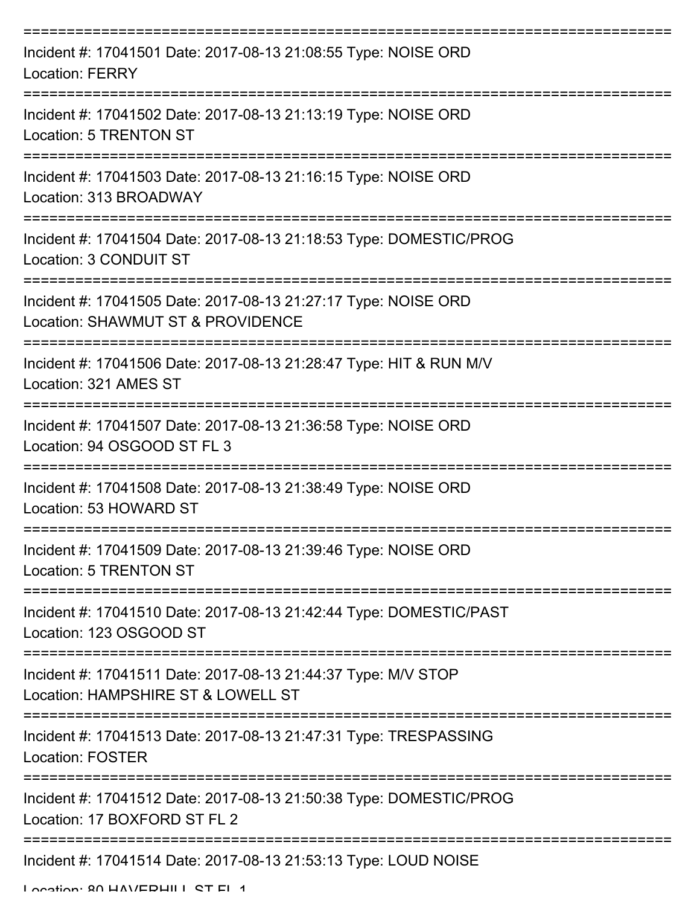===========================================================================
Incident #: 17041501 Date: 2017-08-13 21:08:55 Type: NOISE ORD
Location: FERRY
===========================================================================
Incident #: 17041502 Date: 2017-08-13 21:13:19 Type: NOISE ORD
Location: 5 TRENTON ST
===========================================================================
Incident #: 17041503 Date: 2017-08-13 21:16:15 Type: NOISE ORD
Location: 313 BROADWAY
===========================================================================
Incident #: 17041504 Date: 2017-08-13 21:18:53 Type: DOMESTIC/PROG
Location: 3 CONDUIT ST
===========================================================================
Incident #: 17041505 Date: 2017-08-13 21:27:17 Type: NOISE ORD
Location: SHAWMUT ST & PROVIDENCE
===========================================================================
Incident #: 17041506 Date: 2017-08-13 21:28:47 Type: HIT & RUN M/V
Location: 321 AMES ST
===========================================================================
Incident #: 17041507 Date: 2017-08-13 21:36:58 Type: NOISE ORD
Location: 94 OSGOOD ST FL 3
===========================================================================
Incident #: 17041508 Date: 2017-08-13 21:38:49 Type: NOISE ORD
Location: 53 HOWARD ST
===========================================================================
Incident #: 17041509 Date: 2017-08-13 21:39:46 Type: NOISE ORD
Location: 5 TRENTON ST
===========================================================================
Incident #: 17041510 Date: 2017-08-13 21:42:44 Type: DOMESTIC/PAST
Location: 123 OSGOOD ST
===========================================================================
Incident #: 17041511 Date: 2017-08-13 21:44:37 Type: M/V STOP
Location: HAMPSHIRE ST & LOWELL ST
===========================================================================
Incident #: 17041513 Date: 2017-08-13 21:47:31 Type: TRESPASSING
Location: FOSTER
===========================================================================
Incident #: 17041512 Date: 2017-08-13 21:50:38 Type: DOMESTIC/PROG
Location: 17 BOXFORD ST FL 2
===========================================================================
Incident #: 17041514 Date: 2017-08-13 21:53:13 Type: LOUD NOISE
Location: 80 HAVERHILL ST FL 1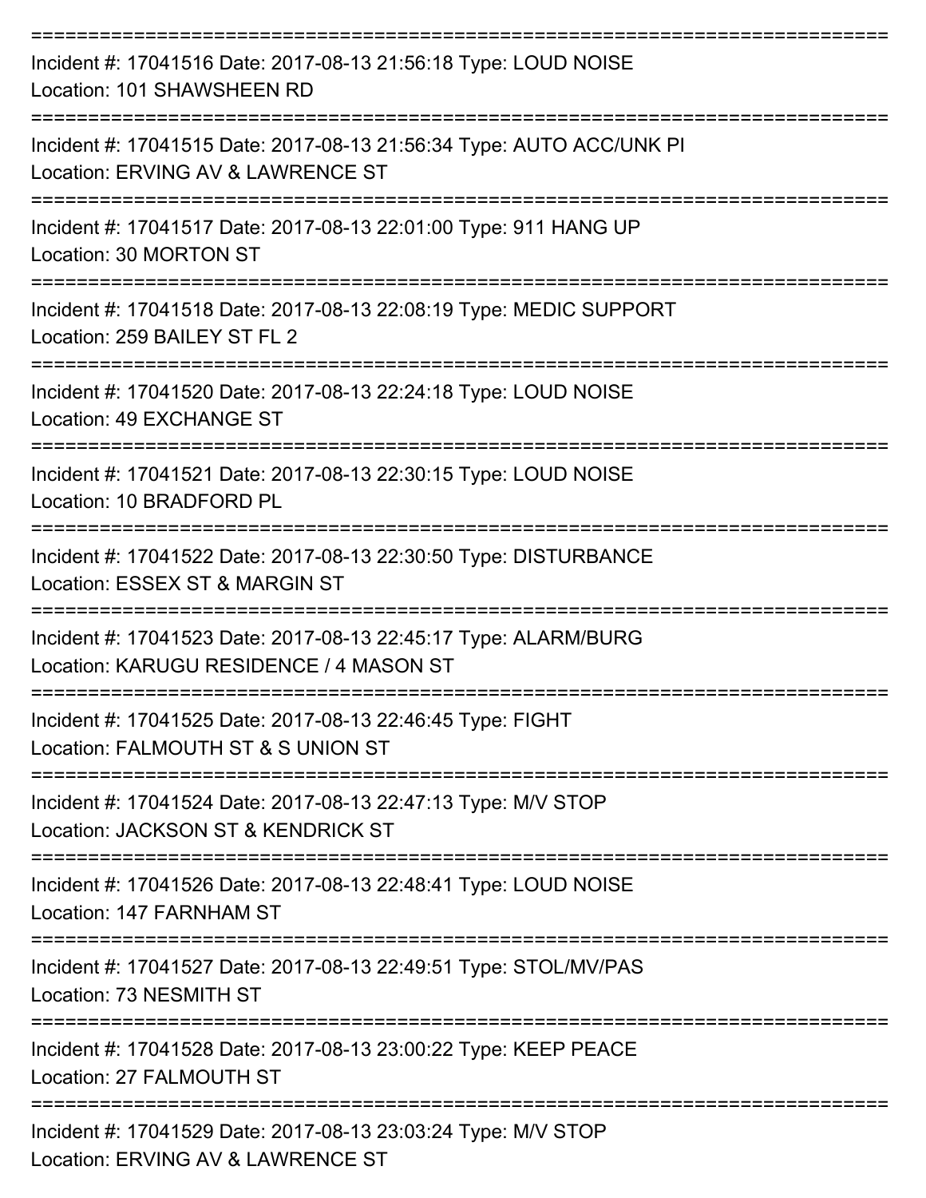===========================================================================
Incident #: 17041516 Date: 2017-08-13 21:56:18 Type: LOUD NOISE
Location: 101 SHAWSHEEN RD
===========================================================================
Incident #: 17041515 Date: 2017-08-13 21:56:34 Type: AUTO ACC/UNK PI
Location: ERVING AV & LAWRENCE ST
===========================================================================
Incident #: 17041517 Date: 2017-08-13 22:01:00 Type: 911 HANG UP
Location: 30 MORTON ST
===========================================================================
Incident #: 17041518 Date: 2017-08-13 22:08:19 Type: MEDIC SUPPORT
Location: 259 BAILEY ST FL 2
===========================================================================
Incident #: 17041520 Date: 2017-08-13 22:24:18 Type: LOUD NOISE
Location: 49 EXCHANGE ST
===========================================================================
Incident #: 17041521 Date: 2017-08-13 22:30:15 Type: LOUD NOISE
Location: 10 BRADFORD PL
===========================================================================
Incident #: 17041522 Date: 2017-08-13 22:30:50 Type: DISTURBANCE
Location: ESSEX ST & MARGIN ST
===========================================================================
Incident #: 17041523 Date: 2017-08-13 22:45:17 Type: ALARM/BURG
Location: KARUGU RESIDENCE / 4 MASON ST
===========================================================================
Incident #: 17041525 Date: 2017-08-13 22:46:45 Type: FIGHT
Location: FALMOUTH ST & S UNION ST
===========================================================================
Incident #: 17041524 Date: 2017-08-13 22:47:13 Type: M/V STOP
Location: JACKSON ST & KENDRICK ST
===========================================================================
Incident #: 17041526 Date: 2017-08-13 22:48:41 Type: LOUD NOISE
Location: 147 FARNHAM ST
===========================================================================
Incident #: 17041527 Date: 2017-08-13 22:49:51 Type: STOL/MV/PAS
Location: 73 NESMITH ST
===========================================================================
Incident #: 17041528 Date: 2017-08-13 23:00:22 Type: KEEP PEACE
Location: 27 FALMOUTH ST
===========================================================================
Incident #: 17041529 Date: 2017-08-13 23:03:24 Type: M/V STOP
Location: ERVING AV & LAWRENCE ST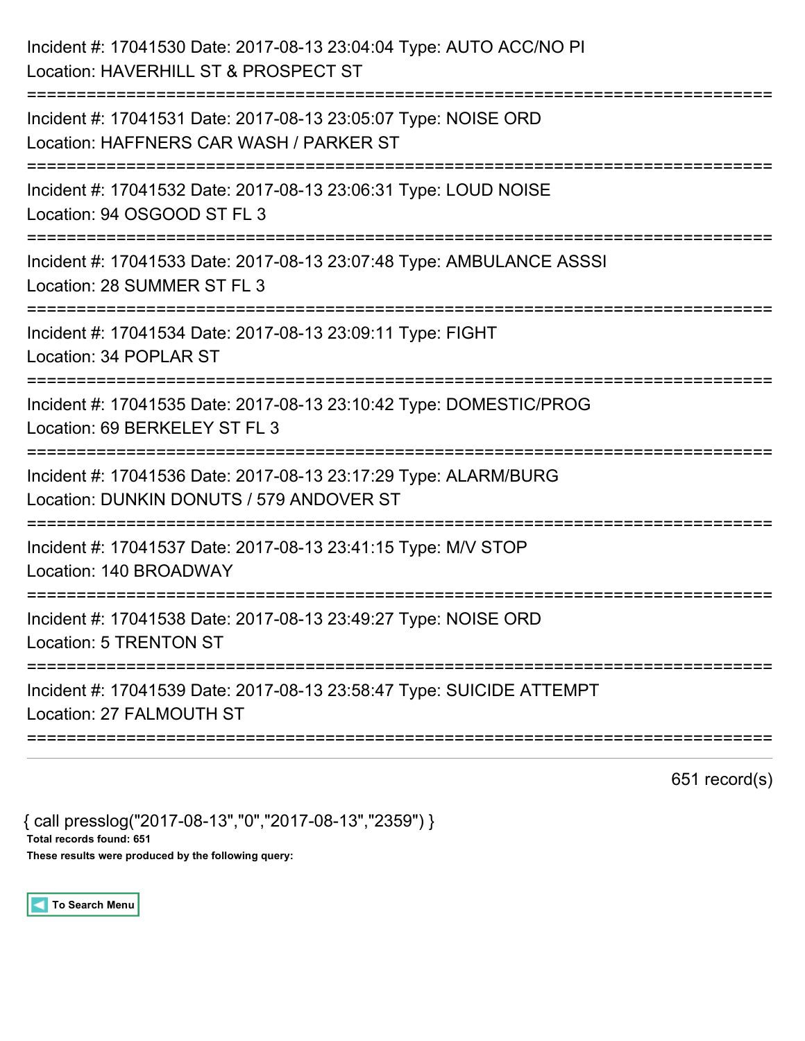Incident #: 17041530 Date: 2017-08-13 23:04:04 Type: AUTO ACC/NO PI
Location: HAVERHILL ST & PROSPECT ST

===========================================================================

Incident #: 17041531 Date: 2017-08-13 23:05:07 Type: NOISE ORD
Location: HAFFNERS CAR WASH / PARKER ST

===========================================================================

Incident #: 17041532 Date: 2017-08-13 23:06:31 Type: LOUD NOISE
Location: 94 OSGOOD ST FL 3

===========================================================================

Incident #: 17041533 Date: 2017-08-13 23:07:48 Type: AMBULANCE ASSSI
Location: 28 SUMMER ST FL 3

===========================================================================

Incident #: 17041534 Date: 2017-08-13 23:09:11 Type: FIGHT
Location: 34 POPLAR ST

===========================================================================

Incident #: 17041535 Date: 2017-08-13 23:10:42 Type: DOMESTIC/PROG
Location: 69 BERKELEY ST FL 3

===========================================================================

Incident #: 17041536 Date: 2017-08-13 23:17:29 Type: ALARM/BURG
Location: DUNKIN DONUTS / 579 ANDOVER ST

===========================================================================

Incident #: 17041537 Date: 2017-08-13 23:41:15 Type: M/V STOP
Location: 140 BROADWAY

===========================================================================

Incident #: 17041538 Date: 2017-08-13 23:49:27 Type: NOISE ORD
Location: 5 TRENTON ST

===========================================================================

Incident #: 17041539 Date: 2017-08-13 23:58:47 Type: SUICIDE ATTEMPT
Location: 27 FALMOUTH ST

===========================================================================

651 record(s)

{ call presslog("2017-08-13","0","2017-08-13","2359") }

**Total records found: 651**

**These results were produced by the following query:**

To Search Menu